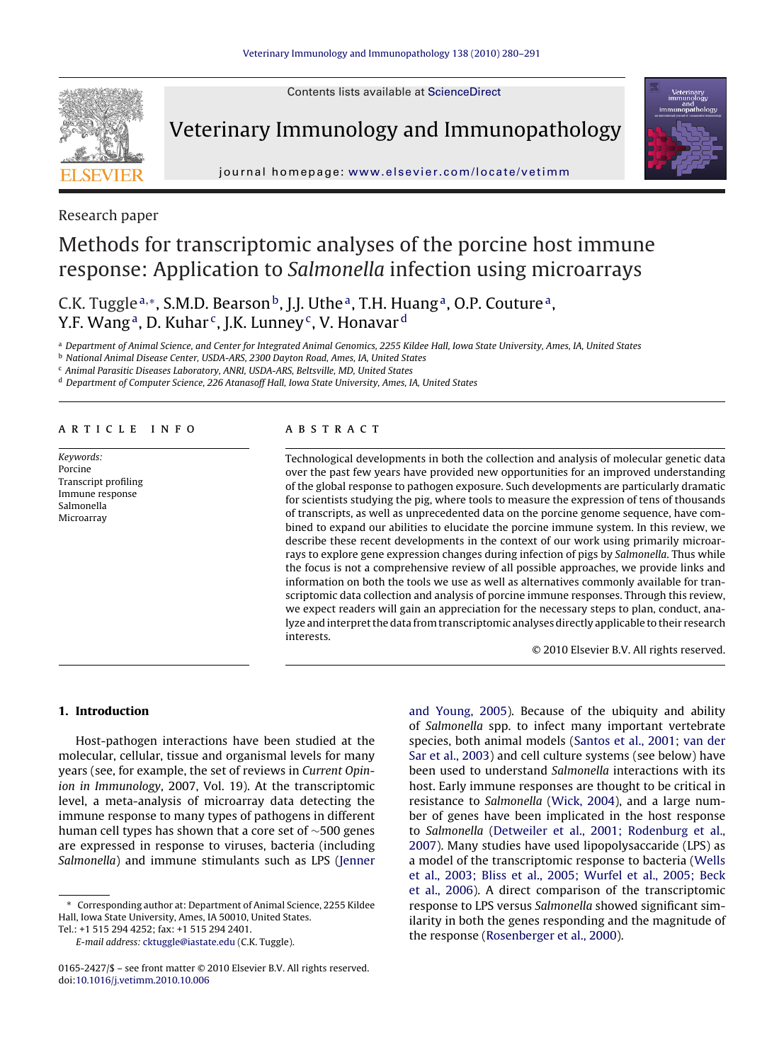Research paper

# Methods for transcriptomic analyses of the porcine host immune response: Application to *Salmonella* infection using microarrays

C.K. Tuggle[a,*], S.M.D. Bearson[b], J.J. Uthe[a], T.H. Huang[a], O.P. Couture[a], Y.F. Wang[a], D. Kuhar[c], J.K. Lunney[c], V. Honavar[d]

[a] Department of Animal Science, and Center for Integrated Animal Genomics, 2255 Kildee Hall, Iowa State University, Ames, IA, United States
[b] National Animal Disease Center, USDA-ARS, 2300 Dayton Road, Ames, IA, United States
[c] Animal Parasitic Diseases Laboratory, ANRI, USDA-ARS, Beltsville, MD, United States
[d] Department of Computer Science, 226 Atanasoff Hall, Iowa State University, Ames, IA, United States

**ARTICLE INFO**

*Keywords:*
Porcine
Transcript profiling
Immune response
Salmonella
Microarray

**ABSTRACT**

Technological developments in both the collection and analysis of molecular genetic data over the past few years have provided new opportunities for an improved understanding of the global response to pathogen exposure. Such developments are particularly dramatic for scientists studying the pig, where tools to measure the expression of tens of thousands of transcripts, as well as unprecedented data on the porcine genome sequence, have combined to expand our abilities to elucidate the porcine immune system. In this review, we describe these recent developments in the context of our work using primarily microarrays to explore gene expression changes during infection of pigs by *Salmonella*. Thus while the focus is not a comprehensive review of all possible approaches, we provide links and information on both the tools we use as well as alternatives commonly available for transcriptomic data collection and analysis of porcine immune responses. Through this review, we expect readers will gain an appreciation for the necessary steps to plan, conduct, analyze and interpret the data from transcriptomic analyses directly applicable to their research interests.

© 2010 Elsevier B.V. All rights reserved.

## 1. Introduction

Host-pathogen interactions have been studied at the molecular, cellular, tissue and organismal levels for many years (see, for example, the set of reviews in *Current Opinion in Immunology*, 2007, Vol. 19). At the transcriptomic level, a meta-analysis of microarray data detecting the immune response to many types of pathogens in different human cell types has shown that a core set of ~500 genes are expressed in response to viruses, bacteria (including *Salmonella*) and immune stimulants such as LPS (Jenner and Young, 2005). Because of the ubiquity and ability of *Salmonella* spp. to infect many important vertebrate species, both animal models (Santos et al., 2001; van der Sar et al., 2003) and cell culture systems (see below) have been used to understand *Salmonella* interactions with its host. Early immune responses are thought to be critical in resistance to *Salmonella* (Wick, 2004), and a large number of genes have been implicated in the host response to *Salmonella* (Detweiler et al., 2001; Rodenburg et al., 2007). Many studies have used lipopolysaccaride (LPS) as a model of the transcriptomic response to bacteria (Wells et al., 2003; Bliss et al., 2005; Wurfel et al., 2005; Beck et al., 2006). A direct comparison of the transcriptomic response to LPS versus *Salmonella* showed significant similarity in both the genes responding and the magnitude of the response (Rosenberger et al., 2000).

* Corresponding author at: Department of Animal Science, 2255 Kildee Hall, Iowa State University, Ames, IA 50010, United States. Tel.: +1 515 294 4252; fax: +1 515 294 2401.
*E-mail address:* cktuggle@iastate.edu (C.K. Tuggle).

0165-2427/$ – see front matter © 2010 Elsevier B.V. All rights reserved.
doi:10.1016/j.vetimm.2010.10.006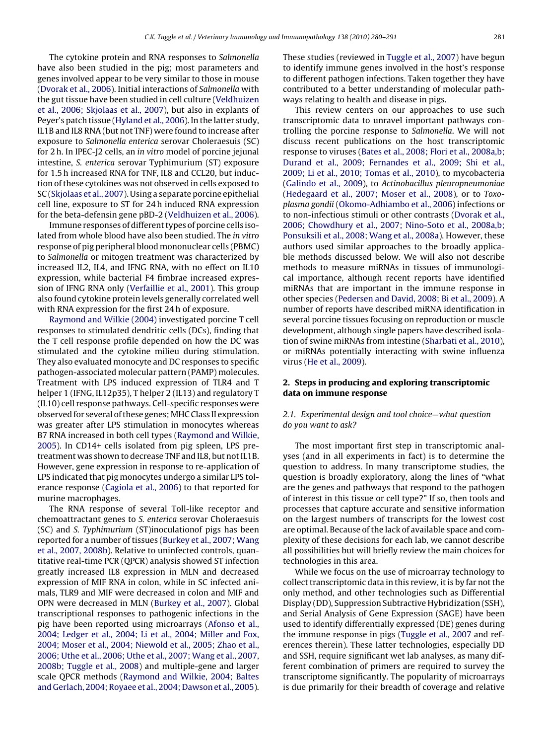The cytokine protein and RNA responses to *Salmonella* have also been studied in the pig; most parameters and genes involved appear to be very similar to those in mouse (Dvorak et al., 2006). Initial interactions of *Salmonella* with the gut tissue have been studied in cell culture (Veldhuizen et al., 2006; Skjolaas et al., 2007), but also in explants of Peyer's patch tissue (Hyland et al., 2006). In the latter study, IL1B and IL8 RNA (but not TNF) were found to increase after exposure to *Salmonella enterica* serovar Choleraesuis (SC) for 2 h. In IPEC-J2 cells, an *in vitro* model of porcine jejunal intestine, *S. enterica* serovar Typhimurium (ST) exposure for 1.5 h increased RNA for TNF, IL8 and CCL20, but induction of these cytokines was not observed in cells exposed to SC (Skjolaas et al., 2007). Using a separate porcine epithelial cell line, exposure to ST for 24 h induced RNA expression for the beta-defensin gene pBD-2 (Veldhuizen et al., 2006).

Immune responses of different types of porcine cells isolated from whole blood have also been studied. The *in vitro* response of pig peripheral blood mononuclear cells (PBMC) to *Salmonella* or mitogen treatment was characterized by increased IL2, IL4, and IFNG RNA, with no effect on IL10 expression, while bacterial F4 fimbrae increased expression of IFNG RNA only (Verfaillie et al., 2001). This group also found cytokine protein levels generally correlated well with RNA expression for the first 24 h of exposure.

Raymond and Wilkie (2004) investigated porcine T cell responses to stimulated dendritic cells (DCs), finding that the T cell response profile depended on how the DC was stimulated and the cytokine milieu during stimulation. They also evaluated monocyte and DC responses to specific pathogen-associated molecular pattern (PAMP) molecules. Treatment with LPS induced expression of TLR4 and T helper 1 (IFNG, IL12p35), T helper 2 (IL13) and regulatory T (IL10) cell response pathways. Cell-specific responses were observed for several of these genes; MHC Class II expression was greater after LPS stimulation in monocytes whereas B7 RNA increased in both cell types (Raymond and Wilkie, 2005). In CD14+ cells isolated from pig spleen, LPS pretreatment was shown to decrease TNF and IL8, but not IL1B. However, gene expression in response to re-application of LPS indicated that pig monocytes undergo a similar LPS tolerance response (Cagiola et al., 2006) to that reported for murine macrophages.

The RNA response of several Toll-like receptor and chemoattractant genes to *S. enterica* serovar Choleraesuis (SC) and *S. Typhimurium* (ST)inoculationof pigs has been reported for a number of tissues (Burkey et al., 2007; Wang et al., 2007, 2008b). Relative to uninfected controls, quantitative real-time PCR (QPCR) analysis showed ST infection greatly increased IL8 expression in MLN and decreased expression of MIF RNA in colon, while in SC infected animals, TLR9 and MIF were decreased in colon and MIF and OPN were decreased in MLN (Burkey et al., 2007). Global transcriptional responses to pathogenic infections in the pig have been reported using microarrays (Afonso et al., 2004; Ledger et al., 2004; Li et al., 2004; Miller and Fox, 2004; Moser et al., 2004; Niewold et al., 2005; Zhao et al., 2006; Uthe et al., 2006; Uthe et al., 2007; Wang et al., 2007, 2008b; Tuggle et al., 2008) and multiple-gene and larger scale QPCR methods (Raymond and Wilkie, 2004; Baltes and Gerlach, 2004; Royaee et al., 2004; Dawson et al., 2005). These studies (reviewed in Tuggle et al., 2007) have begun to identify immune genes involved in the host's response to different pathogen infections. Taken together they have contributed to a better understanding of molecular pathways relating to health and disease in pigs.

This review centers on our approaches to use such transcriptomic data to unravel important pathways controlling the porcine response to *Salmonella*. We will not discuss recent publications on the host transcriptomic response to viruses (Bates et al., 2008; Flori et al., 2008a,b; Durand et al., 2009; Fernandes et al., 2009; Shi et al., 2009; Li et al., 2010; Tomas et al., 2010), to mycobacteria (Galindo et al., 2009), to *Actinobacillus pleuropneumoniae* (Hedegaard et al., 2007; Moser et al., 2008), or to *Toxoplasma gondii* (Okomo-Adhiambo et al., 2006) infections or to non-infectious stimuli or other contrasts (Dvorak et al., 2006; Chowdhury et al., 2007; Nino-Soto et al., 2008a,b; Ponsuksili et al., 2008; Wang et al., 2008a). However, these authors used similar approaches to the broadly applicable methods discussed below. We will also not describe methods to measure miRNAs in tissues of immunological importance, although recent reports have identified miRNAs that are important in the immune response in other species (Pedersen and David, 2008; Bi et al., 2009). A number of reports have described miRNA identification in several porcine tissues focusing on reproduction or muscle development, although single papers have described isolation of swine miRNAs from intestine (Sharbati et al., 2010), or miRNAs potentially interacting with swine influenza virus (He et al., 2009).

## 2. Steps in producing and exploring transcriptomic data on immune response

### 2.1. Experimental design and tool choice—what question do you want to ask?

The most important first step in transcriptomic analyses (and in all experiments in fact) is to determine the question to address. In many transcriptome studies, the question is broadly exploratory, along the lines of "what are the genes and pathways that respond to the pathogen of interest in this tissue or cell type?" If so, then tools and processes that capture accurate and sensitive information on the largest numbers of transcripts for the lowest cost are optimal. Because of the lack of available space and complexity of these decisions for each lab, we cannot describe all possibilities but will briefly review the main choices for technologies in this area.

While we focus on the use of microarray technology to collect transcriptomic data in this review, it is by far not the only method, and other technologies such as Differential Display (DD), Suppression Subtractive Hybridization (SSH), and Serial Analysis of Gene Expression (SAGE) have been used to identify differentially expressed (DE) genes during the immune response in pigs (Tuggle et al., 2007 and references therein). These latter technologies, especially DD and SSH, require significant wet lab analyses, as many different combination of primers are required to survey the transcriptome significantly. The popularity of microarrays is due primarily for their breadth of coverage and relative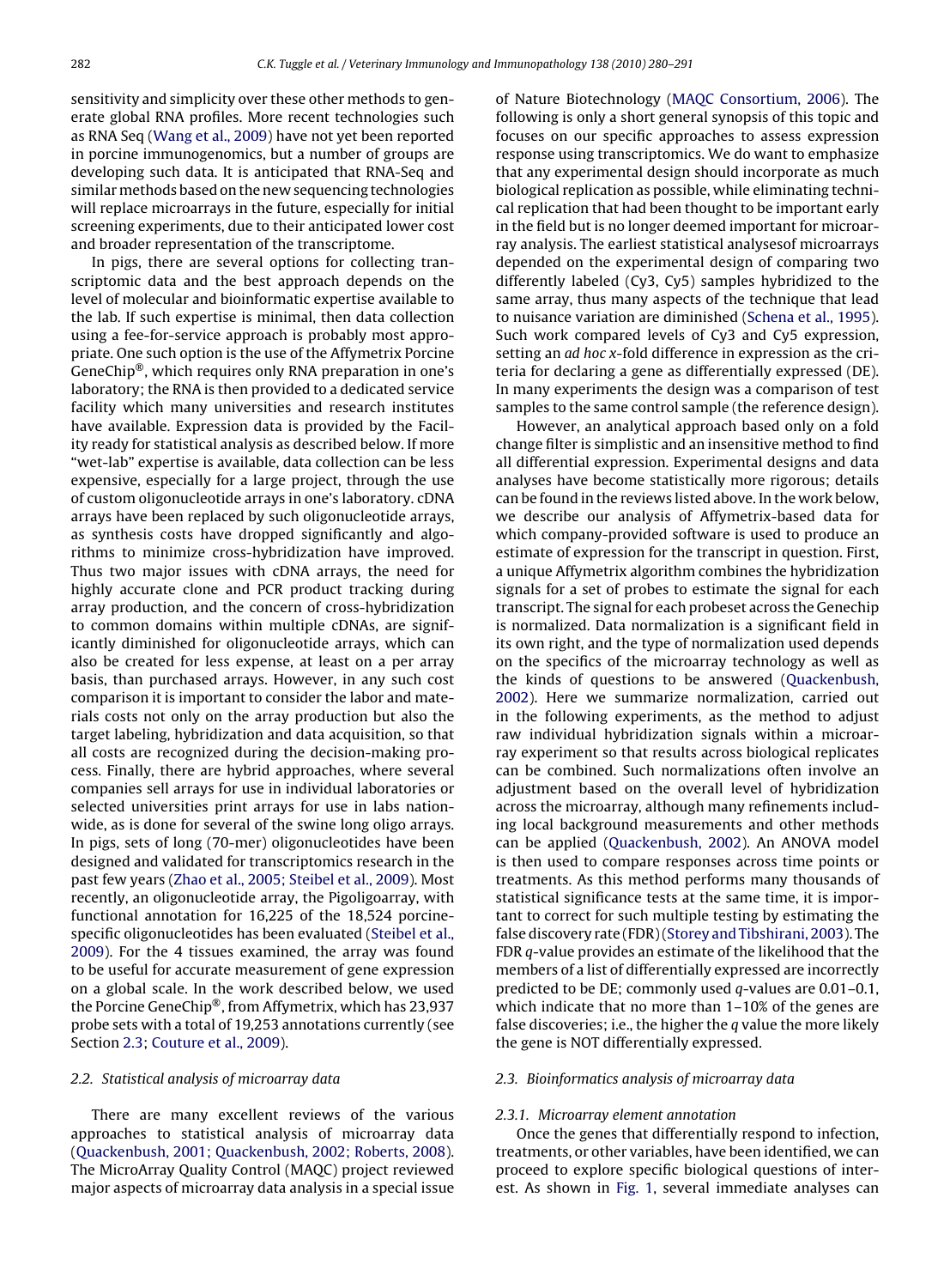sensitivity and simplicity over these other methods to generate global RNA profiles. More recent technologies such as RNA Seq (Wang et al., 2009) have not yet been reported in porcine immunogenomics, but a number of groups are developing such data. It is anticipated that RNA-Seq and similar methods based on the new sequencing technologies will replace microarrays in the future, especially for initial screening experiments, due to their anticipated lower cost and broader representation of the transcriptome.

In pigs, there are several options for collecting transcriptomic data and the best approach depends on the level of molecular and bioinformatic expertise available to the lab. If such expertise is minimal, then data collection using a fee-for-service approach is probably most appropriate. One such option is the use of the Affymetrix Porcine GeneChip®, which requires only RNA preparation in one's laboratory; the RNA is then provided to a dedicated service facility which many universities and research institutes have available. Expression data is provided by the Facility ready for statistical analysis as described below. If more "wet-lab" expertise is available, data collection can be less expensive, especially for a large project, through the use of custom oligonucleotide arrays in one's laboratory. cDNA arrays have been replaced by such oligonucleotide arrays, as synthesis costs have dropped significantly and algorithms to minimize cross-hybridization have improved. Thus two major issues with cDNA arrays, the need for highly accurate clone and PCR product tracking during array production, and the concern of cross-hybridization to common domains within multiple cDNAs, are significantly diminished for oligonucleotide arrays, which can also be created for less expense, at least on a per array basis, than purchased arrays. However, in any such cost comparison it is important to consider the labor and materials costs not only on the array production but also the target labeling, hybridization and data acquisition, so that all costs are recognized during the decision-making process. Finally, there are hybrid approaches, where several companies sell arrays for use in individual laboratories or selected universities print arrays for use in labs nationwide, as is done for several of the swine long oligo arrays. In pigs, sets of long (70-mer) oligonucleotides have been designed and validated for transcriptomics research in the past few years (Zhao et al., 2005; Steibel et al., 2009). Most recently, an oligonucleotide array, the Pigoligoarray, with functional annotation for 16,225 of the 18,524 porcine-specific oligonucleotides has been evaluated (Steibel et al., 2009). For the 4 tissues examined, the array was found to be useful for accurate measurement of gene expression on a global scale. In the work described below, we used the Porcine GeneChip®, from Affymetrix, which has 23,937 probe sets with a total of 19,253 annotations currently (see Section 2.3; Couture et al., 2009).

### 2.2. Statistical analysis of microarray data

There are many excellent reviews of the various approaches to statistical analysis of microarray data (Quackenbush, 2001; Quackenbush, 2002; Roberts, 2008). The MicroArray Quality Control (MAQC) project reviewed major aspects of microarray data analysis in a special issue of Nature Biotechnology (MAQC Consortium, 2006). The following is only a short general synopsis of this topic and focuses on our specific approaches to assess expression response using transcriptomics. We do want to emphasize that any experimental design should incorporate as much biological replication as possible, while eliminating technical replication that had been thought to be important early in the field but is no longer deemed important for microarray analysis. The earliest statistical analysesof microarrays depended on the experimental design of comparing two differently labeled (Cy3, Cy5) samples hybridized to the same array, thus many aspects of the technique that lead to nuisance variation are diminished (Schena et al., 1995). Such work compared levels of Cy3 and Cy5 expression, setting an *ad hoc* *x*-fold difference in expression as the criteria for declaring a gene as differentially expressed (DE). In many experiments the design was a comparison of test samples to the same control sample (the reference design).

However, an analytical approach based only on a fold change filter is simplistic and an insensitive method to find all differential expression. Experimental designs and data analyses have become statistically more rigorous; details can be found in the reviews listed above. In the work below, we describe our analysis of Affymetrix-based data for which company-provided software is used to produce an estimate of expression for the transcript in question. First, a unique Affymetrix algorithm combines the hybridization signals for a set of probes to estimate the signal for each transcript. The signal for each probeset across the Genechip is normalized. Data normalization is a significant field in its own right, and the type of normalization used depends on the specifics of the microarray technology as well as the kinds of questions to be answered (Quackenbush, 2002). Here we summarize normalization, carried out in the following experiments, as the method to adjust raw individual hybridization signals within a microarray experiment so that results across biological replicates can be combined. Such normalizations often involve an adjustment based on the overall level of hybridization across the microarray, although many refinements including local background measurements and other methods can be applied (Quackenbush, 2002). An ANOVA model is then used to compare responses across time points or treatments. As this method performs many thousands of statistical significance tests at the same time, it is important to correct for such multiple testing by estimating the false discovery rate (FDR) (Storey and Tibshirani, 2003). The FDR *q*-value provides an estimate of the likelihood that the members of a list of differentially expressed are incorrectly predicted to be DE; commonly used *q*-values are 0.01–0.1, which indicate that no more than 1–10% of the genes are false discoveries; i.e., the higher the *q* value the more likely the gene is NOT differentially expressed.

### 2.3. Bioinformatics analysis of microarray data

#### 2.3.1. Microarray element annotation

Once the genes that differentially respond to infection, treatments, or other variables, have been identified, we can proceed to explore specific biological questions of interest. As shown in Fig. 1, several immediate analyses can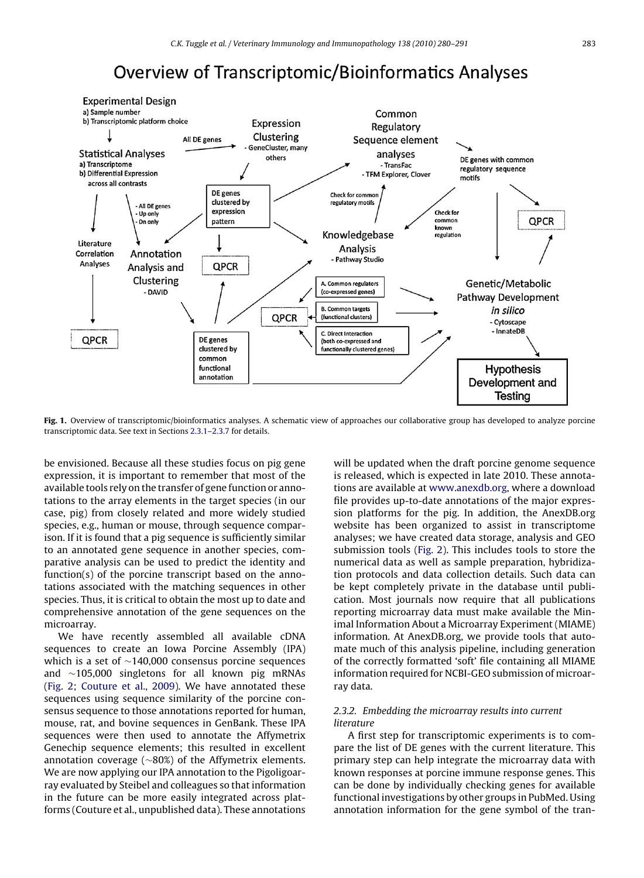**Fig. 1.** Overview of transcriptomic/bioinformatics analyses. A schematic view of approaches our collaborative group has developed to analyze porcine transcriptomic data. See text in Sections 2.3.1–2.3.7 for details.

be envisioned. Because all these studies focus on pig gene expression, it is important to remember that most of the available tools rely on the transfer of gene function or annotations to the array elements in the target species (in our case, pig) from closely related and more widely studied species, e.g., human or mouse, through sequence comparison. If it is found that a pig sequence is sufficiently similar to an annotated gene sequence in another species, comparative analysis can be used to predict the identity and function(s) of the porcine transcript based on the annotations associated with the matching sequences in other species. Thus, it is critical to obtain the most up to date and comprehensive annotation of the gene sequences on the microarray.

We have recently assembled all available cDNA sequences to create an Iowa Porcine Assembly (IPA) which is a set of ∼140,000 consensus porcine sequences and ∼105,000 singletons for all known pig mRNAs (Fig. 2; Couture et al., 2009). We have annotated these sequences using sequence similarity of the porcine consensus sequence to those annotations reported for human, mouse, rat, and bovine sequences in GenBank. These IPA sequences were then used to annotate the Affymetrix Genechip sequence elements; this resulted in excellent annotation coverage (∼80%) of the Affymetrix elements. We are now applying our IPA annotation to the Pigoligoarray evaluated by Steibel and colleagues so that information in the future can be more easily integrated across platforms (Couture et al., unpublished data). These annotations will be updated when the draft porcine genome sequence is released, which is expected in late 2010. These annotations are available at www.anexdb.org, where a download file provides up-to-date annotations of the major expression platforms for the pig. In addition, the AnexDB.org website has been organized to assist in transcriptome analyses; we have created data storage, analysis and GEO submission tools (Fig. 2). This includes tools to store the numerical data as well as sample preparation, hybridization protocols and data collection details. Such data can be kept completely private in the database until publication. Most journals now require that all publications reporting microarray data must make available the Minimal Information About a Microarray Experiment (MIAME) information. At AnexDB.org, we provide tools that automate much of this analysis pipeline, including generation of the correctly formatted 'soft' file containing all MIAME information required for NCBI-GEO submission of microarray data.

### 2.3.2. Embedding the microarray results into current literature

A first step for transcriptomic experiments is to compare the list of DE genes with the current literature. This primary step can help integrate the microarray data with known responses at porcine immune response genes. This can be done by individually checking genes for available functional investigations by other groups in PubMed. Using annotation information for the gene symbol of the tran-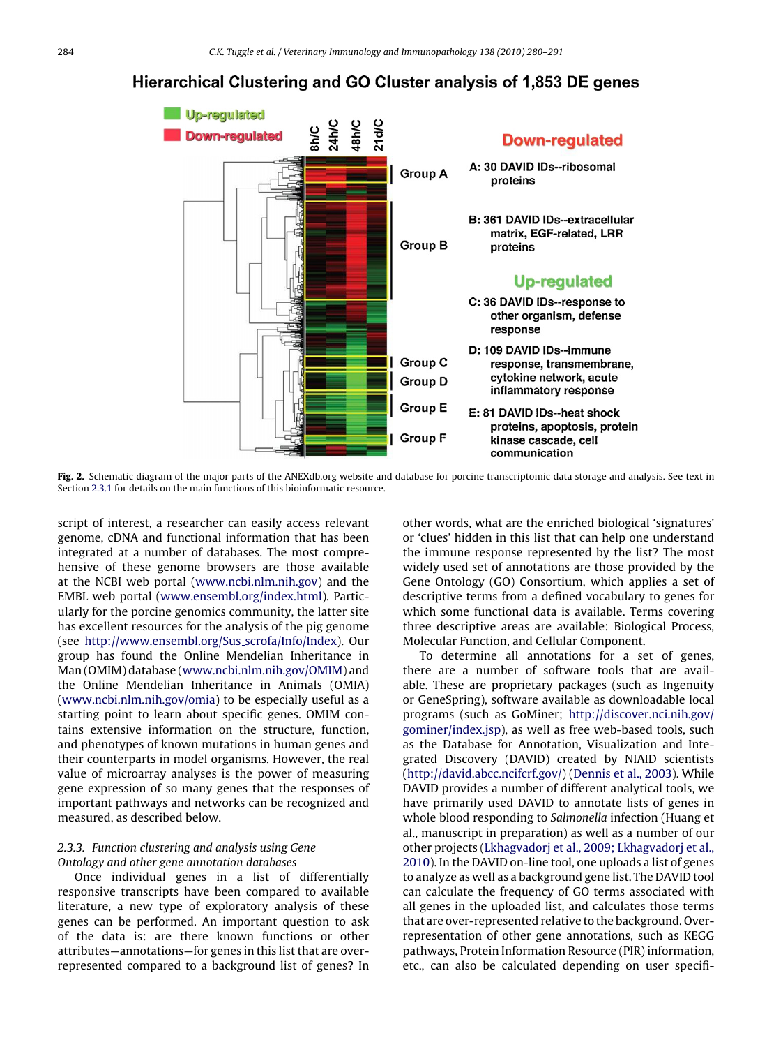**Hierarchical Clustering and GO Cluster analysis of 1,853 DE genes**

Up-regulated
Down-regulated

8h/C 24h/C 48h/C 21d/C

Group A
Group B
Group C
Group D
Group E
Group F

**Down-regulated**

A: 30 DAVID IDs--ribosomal proteins

B: 361 DAVID IDs--extracellular matrix, EGF-related, LRR proteins

**Up-regulated**

C: 36 DAVID IDs--response to other organism, defense response

D: 109 DAVID IDs--immune response, transmembrane, cytokine network, acute inflammatory response

E: 81 DAVID IDs--heat shock proteins, apoptosis, protein kinase cascade, cell communication

**Fig. 2.** Schematic diagram of the major parts of the ANEXdb.org website and database for porcine transcriptomic data storage and analysis. See text in Section 2.3.1 for details on the main functions of this bioinformatic resource.

script of interest, a researcher can easily access relevant genome, cDNA and functional information that has been integrated at a number of databases. The most comprehensive of these genome browsers are those available at the NCBI web portal (www.ncbi.nlm.nih.gov) and the EMBL web portal (www.ensembl.org/index.html). Particularly for the porcine genomics community, the latter site has excellent resources for the analysis of the pig genome (see http://www.ensembl.org/Sus_scrofa/Info/Index). Our group has found the Online Mendelian Inheritance in Man (OMIM) database (www.ncbi.nlm.nih.gov/OMIM) and the Online Mendelian Inheritance in Animals (OMIA) (www.ncbi.nlm.nih.gov/omia) to be especially useful as a starting point to learn about specific genes. OMIM contains extensive information on the structure, function, and phenotypes of known mutations in human genes and their counterparts in model organisms. However, the real value of microarray analyses is the power of measuring gene expression of so many genes that the responses of important pathways and networks can be recognized and measured, as described below.

### 2.3.3. *Function clustering and analysis using Gene Ontology and other gene annotation databases*

Once individual genes in a list of differentially responsive transcripts have been compared to available literature, a new type of exploratory analysis of these genes can be performed. An important question to ask of the data is: are there known functions or other attributes—annotations—for genes in this list that are over-represented compared to a background list of genes? In other words, what are the enriched biological 'signatures' or 'clues' hidden in this list that can help one understand the immune response represented by the list? The most widely used set of annotations are those provided by the Gene Ontology (GO) Consortium, which applies a set of descriptive terms from a defined vocabulary to genes for which some functional data is available. Terms covering three descriptive areas are available: Biological Process, Molecular Function, and Cellular Component.

To determine all annotations for a set of genes, there are a number of software tools that are available. These are proprietary packages (such as Ingenuity or GeneSpring), software available as downloadable local programs (such as GoMiner; http://discover.nci.nih.gov/gominer/index.jsp), as well as free web-based tools, such as the Database for Annotation, Visualization and Integrated Discovery (DAVID) created by NIAID scientists (http://david.abcc.ncifcrf.gov/) (Dennis et al., 2003). While DAVID provides a number of different analytical tools, we have primarily used DAVID to annotate lists of genes in whole blood responding to *Salmonella* infection (Huang et al., manuscript in preparation) as well as a number of our other projects (Lkhagvadorj et al., 2009; Lkhagvadorj et al., 2010). In the DAVID on-line tool, one uploads a list of genes to analyze as well as a background gene list. The DAVID tool can calculate the frequency of GO terms associated with all genes in the uploaded list, and calculates those terms that are over-represented relative to the background. Over-representation of other gene annotations, such as KEGG pathways, Protein Information Resource (PIR) information, etc., can also be calculated depending on user specifi-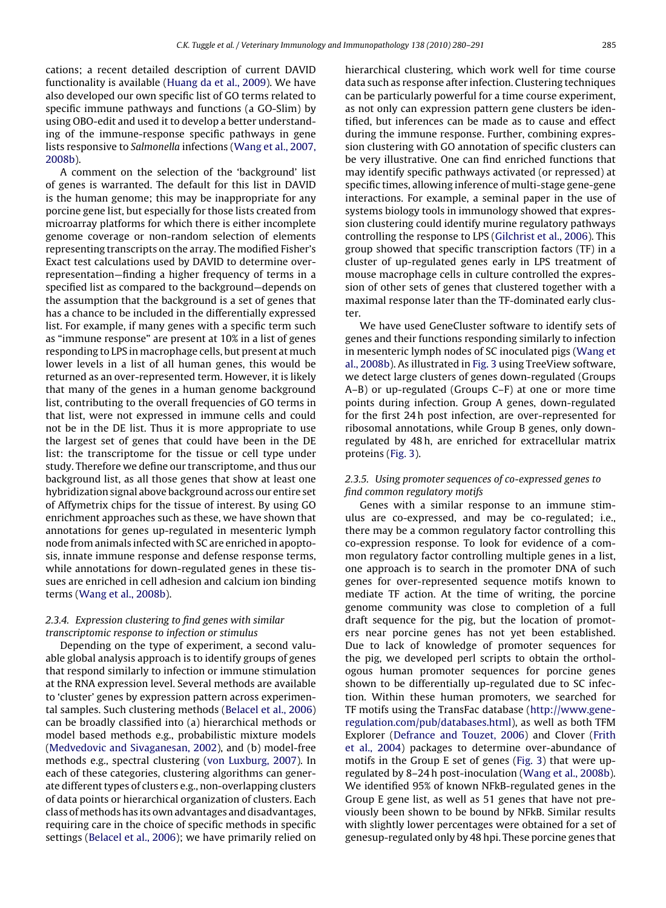cations; a recent detailed description of current DAVID functionality is available (Huang da et al., 2009). We have also developed our own specific list of GO terms related to specific immune pathways and functions (a GO-Slim) by using OBO-edit and used it to develop a better understanding of the immune-response specific pathways in gene lists responsive to *Salmonella* infections (Wang et al., 2007, 2008b).

A comment on the selection of the 'background' list of genes is warranted. The default for this list in DAVID is the human genome; this may be inappropriate for any porcine gene list, but especially for those lists created from microarray platforms for which there is either incomplete genome coverage or non-random selection of elements representing transcripts on the array. The modified Fisher's Exact test calculations used by DAVID to determine over-representation—finding a higher frequency of terms in a specified list as compared to the background—depends on the assumption that the background is a set of genes that has a chance to be included in the differentially expressed list. For example, if many genes with a specific term such as "immune response" are present at 10% in a list of genes responding to LPS in macrophage cells, but present at much lower levels in a list of all human genes, this would be returned as an over-represented term. However, it is likely that many of the genes in a human genome background list, contributing to the overall frequencies of GO terms in that list, were not expressed in immune cells and could not be in the DE list. Thus it is more appropriate to use the largest set of genes that could have been in the DE list: the transcriptome for the tissue or cell type under study. Therefore we define our transcriptome, and thus our background list, as all those genes that show at least one hybridization signal above background across our entire set of Affymetrix chips for the tissue of interest. By using GO enrichment approaches such as these, we have shown that annotations for genes up-regulated in mesenteric lymph node from animals infected with SC are enriched in apoptosis, innate immune response and defense response terms, while annotations for down-regulated genes in these tissues are enriched in cell adhesion and calcium ion binding terms (Wang et al., 2008b).

### 2.3.4. Expression clustering to find genes with similar transcriptomic response to infection or stimulus

Depending on the type of experiment, a second valuable global analysis approach is to identify groups of genes that respond similarly to infection or immune stimulation at the RNA expression level. Several methods are available to 'cluster' genes by expression pattern across experimental samples. Such clustering methods (Belacel et al., 2006) can be broadly classified into (a) hierarchical methods or model based methods e.g., probabilistic mixture models (Medvedovic and Sivaganesan, 2002), and (b) model-free methods e.g., spectral clustering (von Luxburg, 2007). In each of these categories, clustering algorithms can generate different types of clusters e.g., non-overlapping clusters of data points or hierarchical organization of clusters. Each class of methods has its own advantages and disadvantages, requiring care in the choice of specific methods in specific settings (Belacel et al., 2006); we have primarily relied on hierarchical clustering, which work well for time course data such as response after infection. Clustering techniques can be particularly powerful for a time course experiment, as not only can expression pattern gene clusters be identified, but inferences can be made as to cause and effect during the immune response. Further, combining expression clustering with GO annotation of specific clusters can be very illustrative. One can find enriched functions that may identify specific pathways activated (or repressed) at specific times, allowing inference of multi-stage gene-gene interactions. For example, a seminal paper in the use of systems biology tools in immunology showed that expression clustering could identify murine regulatory pathways controlling the response to LPS (Gilchrist et al., 2006). This group showed that specific transcription factors (TF) in a cluster of up-regulated genes early in LPS treatment of mouse macrophage cells in culture controlled the expression of other sets of genes that clustered together with a maximal response later than the TF-dominated early cluster.

We have used GeneCluster software to identify sets of genes and their functions responding similarly to infection in mesenteric lymph nodes of SC inoculated pigs (Wang et al., 2008b). As illustrated in Fig. 3 using TreeView software, we detect large clusters of genes down-regulated (Groups A–B) or up-regulated (Groups C–F) at one or more time points during infection. Group A genes, down-regulated for the first 24 h post infection, are over-represented for ribosomal annotations, while Group B genes, only down-regulated by 48 h, are enriched for extracellular matrix proteins (Fig. 3).

### 2.3.5. Using promoter sequences of co-expressed genes to find common regulatory motifs

Genes with a similar response to an immune stimulus are co-expressed, and may be co-regulated; i.e., there may be a common regulatory factor controlling this co-expression response. To look for evidence of a common regulatory factor controlling multiple genes in a list, one approach is to search in the promoter DNA of such genes for over-represented sequence motifs known to mediate TF action. At the time of writing, the porcine genome community was close to completion of a full draft sequence for the pig, but the location of promoters near porcine genes has not yet been established. Due to lack of knowledge of promoter sequences for the pig, we developed perl scripts to obtain the orthologous human promoter sequences for porcine genes shown to be differentially up-regulated due to SC infection. Within these human promoters, we searched for TF motifs using the TransFac database (http://www.gene-regulation.com/pub/databases.html), as well as both TFM Explorer (Defrance and Touzet, 2006) and Clover (Frith et al., 2004) packages to determine over-abundance of motifs in the Group E set of genes (Fig. 3) that were up-regulated by 8–24 h post-inoculation (Wang et al., 2008b). We identified 95% of known NFkB-regulated genes in the Group E gene list, as well as 51 genes that have not previously been shown to be bound by NFkB. Similar results with slightly lower percentages were obtained for a set of genesup-regulated only by 48 hpi. These porcine genes that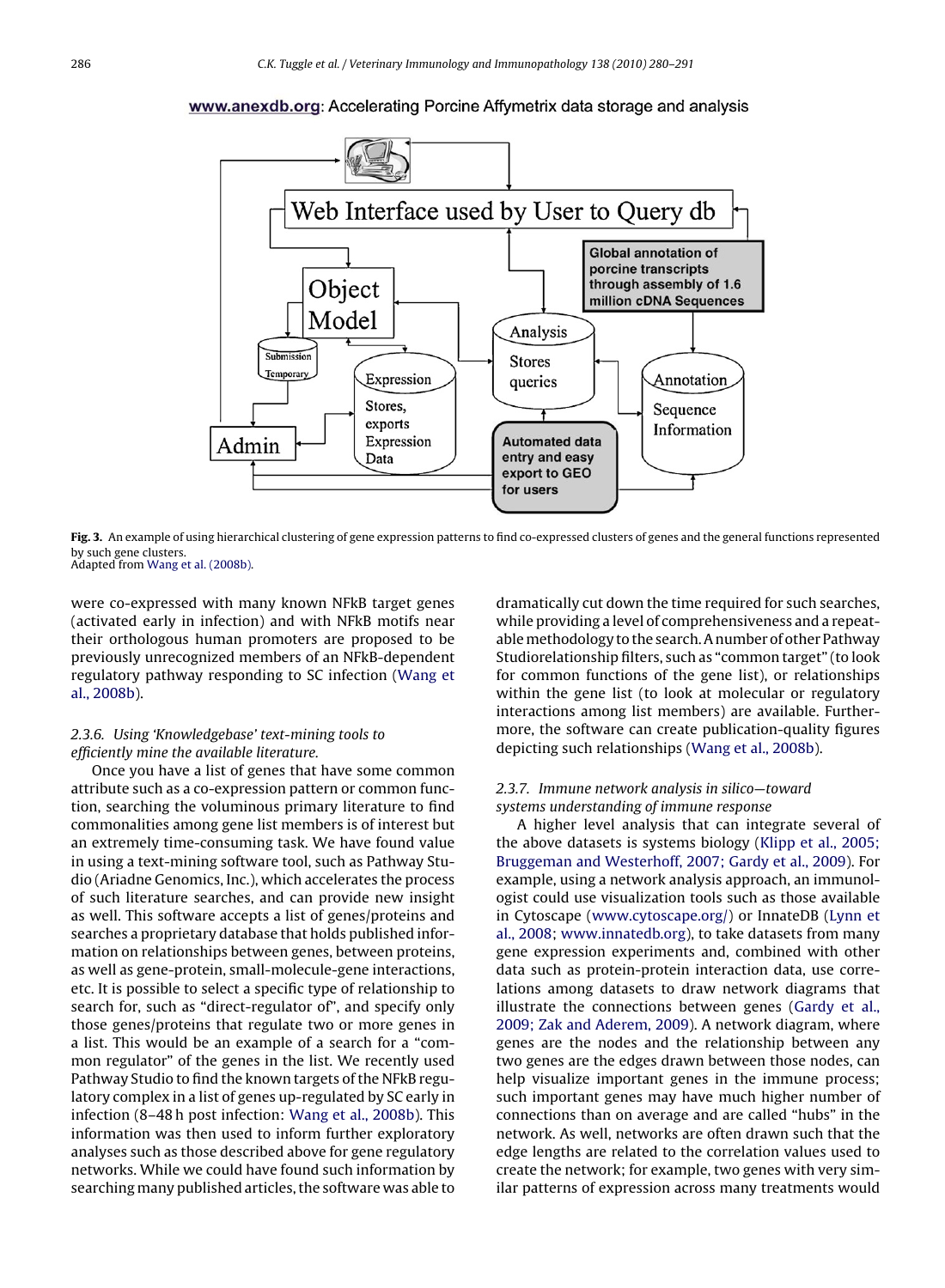**www.anexdb.org**: Accelerating Porcine Affymetrix data storage and analysis

Web Interface used by User to Query db

Object Model

Submission Temporary

Expression Stores, exports Expression Data

Analysis Stores queries

Global annotation of porcine transcripts through assembly of 1.6 million cDNA Sequences

Annotation Sequence Information

Admin

Automated data entry and easy export to GEO for users

**Fig. 3.** An example of using hierarchical clustering of gene expression patterns to find co-expressed clusters of genes and the general functions represented by such gene clusters.
Adapted from Wang et al. (2008b).

were co-expressed with many known NFkB target genes (activated early in infection) and with NFkB motifs near their orthologous human promoters are proposed to be previously unrecognized members of an NFkB-dependent regulatory pathway responding to SC infection (Wang et al., 2008b).

### 2.3.6. Using 'Knowledgebase' text-mining tools to efficiently mine the available literature.

Once you have a list of genes that have some common attribute such as a co-expression pattern or common function, searching the voluminous primary literature to find commonalities among gene list members is of interest but an extremely time-consuming task. We have found value in using a text-mining software tool, such as Pathway Studio (Ariadne Genomics, Inc.), which accelerates the process of such literature searches, and can provide new insight as well. This software accepts a list of genes/proteins and searches a proprietary database that holds published information on relationships between genes, between proteins, as well as gene-protein, small-molecule-gene interactions, etc. It is possible to select a specific type of relationship to search for, such as "direct-regulator of", and specify only those genes/proteins that regulate two or more genes in a list. This would be an example of a search for a "common regulator" of the genes in the list. We recently used Pathway Studio to find the known targets of the NFkB regulatory complex in a list of genes up-regulated by SC early in infection (8–48 h post infection: Wang et al., 2008b). This information was then used to inform further exploratory analyses such as those described above for gene regulatory networks. While we could have found such information by searching many published articles, the software was able to dramatically cut down the time required for such searches, while providing a level of comprehensiveness and a repeatable methodology to the search. A number of other Pathway Studiorelationship filters, such as "common target" (to look for common functions of the gene list), or relationships within the gene list (to look at molecular or regulatory interactions among list members) are available. Furthermore, the software can create publication-quality figures depicting such relationships (Wang et al., 2008b).

### 2.3.7. Immune network analysis in silico—toward systems understanding of immune response

A higher level analysis that can integrate several of the above datasets is systems biology (Klipp et al., 2005; Bruggeman and Westerhoff, 2007; Gardy et al., 2009). For example, using a network analysis approach, an immunologist could use visualization tools such as those available in Cytoscape (www.cytoscape.org/) or InnateDB (Lynn et al., 2008; www.innatedb.org), to take datasets from many gene expression experiments and, combined with other data such as protein-protein interaction data, use correlations among datasets to draw network diagrams that illustrate the connections between genes (Gardy et al., 2009; Zak and Aderem, 2009). A network diagram, where genes are the nodes and the relationship between any two genes are the edges drawn between those nodes, can help visualize important genes in the immune process; such important genes may have much higher number of connections than on average and are called "hubs" in the network. As well, networks are often drawn such that the edge lengths are related to the correlation values used to create the network; for example, two genes with very similar patterns of expression across many treatments would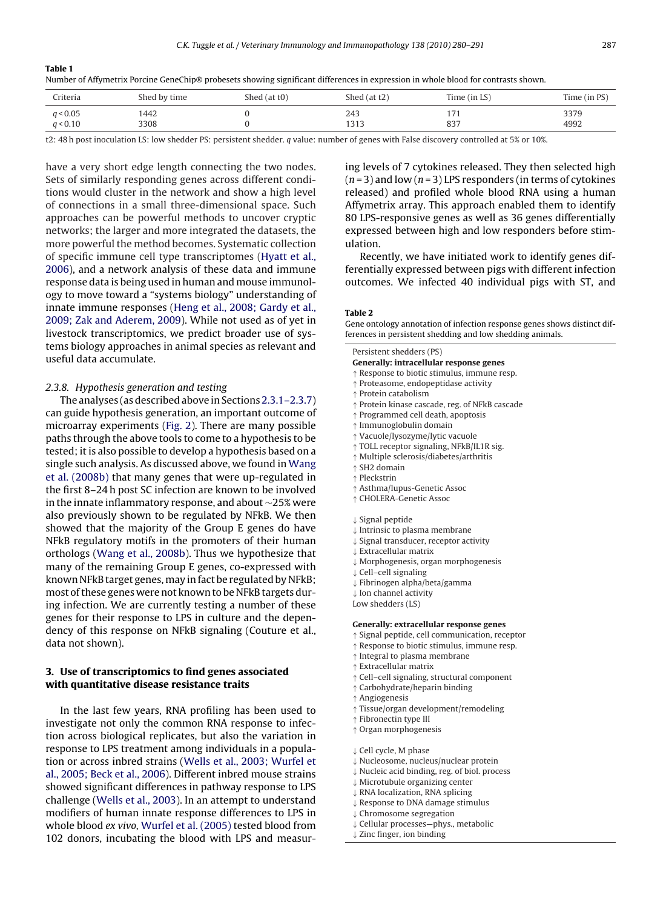**Table 1**
Number of Affymetrix Porcine GeneChip® probesets showing significant differences in expression in whole blood for contrasts shown.

| Criteria | Shed by time | Shed (at t0) | Shed (at t2) | Time (in LS) | Time (in PS) |
|---|---|---|---|---|---|
| $q < 0.05$ | 1442 | 0 | 243 | 171 | 3379 |
| $q < 0.10$ | 3308 | 0 | 1313 | 837 | 4992 |

t2: 48 h post inoculation LS: low shedder PS: persistent shedder. *q* value: number of genes with False discovery controlled at 5% or 10%.

have a very short edge length connecting the two nodes. Sets of similarly responding genes across different conditions would cluster in the network and show a high level of connections in a small three-dimensional space. Such approaches can be powerful methods to uncover cryptic networks; the larger and more integrated the datasets, the more powerful the method becomes. Systematic collection of specific immune cell type transcriptomes (Hyatt et al., 2006), and a network analysis of these data and immune response data is being used in human and mouse immunology to move toward a "systems biology" understanding of innate immune responses (Heng et al., 2008; Gardy et al., 2009; Zak and Aderem, 2009). While not used as of yet in livestock transcriptomics, we predict broader use of systems biology approaches in animal species as relevant and useful data accumulate.

### 2.3.8. Hypothesis generation and testing

The analyses (as described above in Sections 2.3.1–2.3.7) can guide hypothesis generation, an important outcome of microarray experiments (Fig. 2). There are many possible paths through the above tools to come to a hypothesis to be tested; it is also possible to develop a hypothesis based on a single such analysis. As discussed above, we found in Wang et al. (2008b) that many genes that were up-regulated in the first 8–24 h post SC infection are known to be involved in the innate inflammatory response, and about ~25% were also previously shown to be regulated by NFkB. We then showed that the majority of the Group E genes do have NFkB regulatory motifs in the promoters of their human orthologs (Wang et al., 2008b). Thus we hypothesize that many of the remaining Group E genes, co-expressed with known NFkB target genes, may in fact be regulated by NFkB; most of these genes were not known to be NFkB targets during infection. We are currently testing a number of these genes for their response to LPS in culture and the dependency of this response on NFkB signaling (Couture et al., data not shown).

## 3. Use of transcriptomics to find genes associated with quantitative disease resistance traits

In the last few years, RNA profiling has been used to investigate not only the common RNA response to infection across biological replicates, but also the variation in response to LPS treatment among individuals in a population or across inbred strains (Wells et al., 2003; Wurfel et al., 2005; Beck et al., 2006). Different inbred mouse strains showed significant differences in pathway response to LPS challenge (Wells et al., 2003). In an attempt to understand modifiers of human innate response differences to LPS in whole blood *ex vivo*, Wurfel et al. (2005) tested blood from 102 donors, incubating the blood with LPS and measuring levels of 7 cytokines released. They then selected high ($n = 3$) and low ($n = 3$) LPS responders (in terms of cytokines released) and profiled whole blood RNA using a human Affymetrix array. This approach enabled them to identify 80 LPS-responsive genes as well as 36 genes differentially expressed between high and low responders before stimulation.

Recently, we have initiated work to identify genes differentially expressed between pigs with different infection outcomes. We infected 40 individual pigs with ST, and

**Table 2**
Gene ontology annotation of infection response genes shows distinct differences in persistent shedding and low shedding animals.

Persistent shedders (PS)

**Generally: intracellular response genes**

↑ Response to biotic stimulus, immune resp.
↑ Proteasome, endopeptidase activity
↑ Protein catabolism
↑ Protein kinase cascade, reg. of NFkB cascade
↑ Programmed cell death, apoptosis
↑ Immunoglobulin domain
↑ Vacuole/lysozyme/lytic vacuole
↑ TOLL receptor signaling, NFkB/IL1R sig.
↑ Multiple sclerosis/diabetes/arthritis
↑ SH2 domain
↑ Pleckstrin
↑ Asthma/lupus-Genetic Assoc
↑ CHOLERA-Genetic Assoc

↓ Signal peptide
↓ Intrinsic to plasma membrane
↓ Signal transducer, receptor activity
↓ Extracellular matrix
↓ Morphogenesis, organ morphogenesis
↓ Cell–cell signaling
↓ Fibrinogen alpha/beta/gamma
↓ Ion channel activity

Low shedders (LS)

**Generally: extracellular response genes**

↑ Signal peptide, cell communication, receptor
↑ Response to biotic stimulus, immune resp.
↑ Integral to plasma membrane
↑ Extracellular matrix
↑ Cell–cell signaling, structural component
↑ Carbohydrate/heparin binding
↑ Angiogenesis
↑ Tissue/organ development/remodeling
↑ Fibronectin type III
↑ Organ morphogenesis

↓ Cell cycle, M phase
↓ Nucleosome, nucleus/nuclear protein
↓ Nucleic acid binding, reg. of biol. process
↓ Microtubule organizing center
↓ RNA localization, RNA splicing
↓ Response to DNA damage stimulus
↓ Chromosome segregation
↓ Cellular processes—phys., metabolic
↓ Zinc finger, ion binding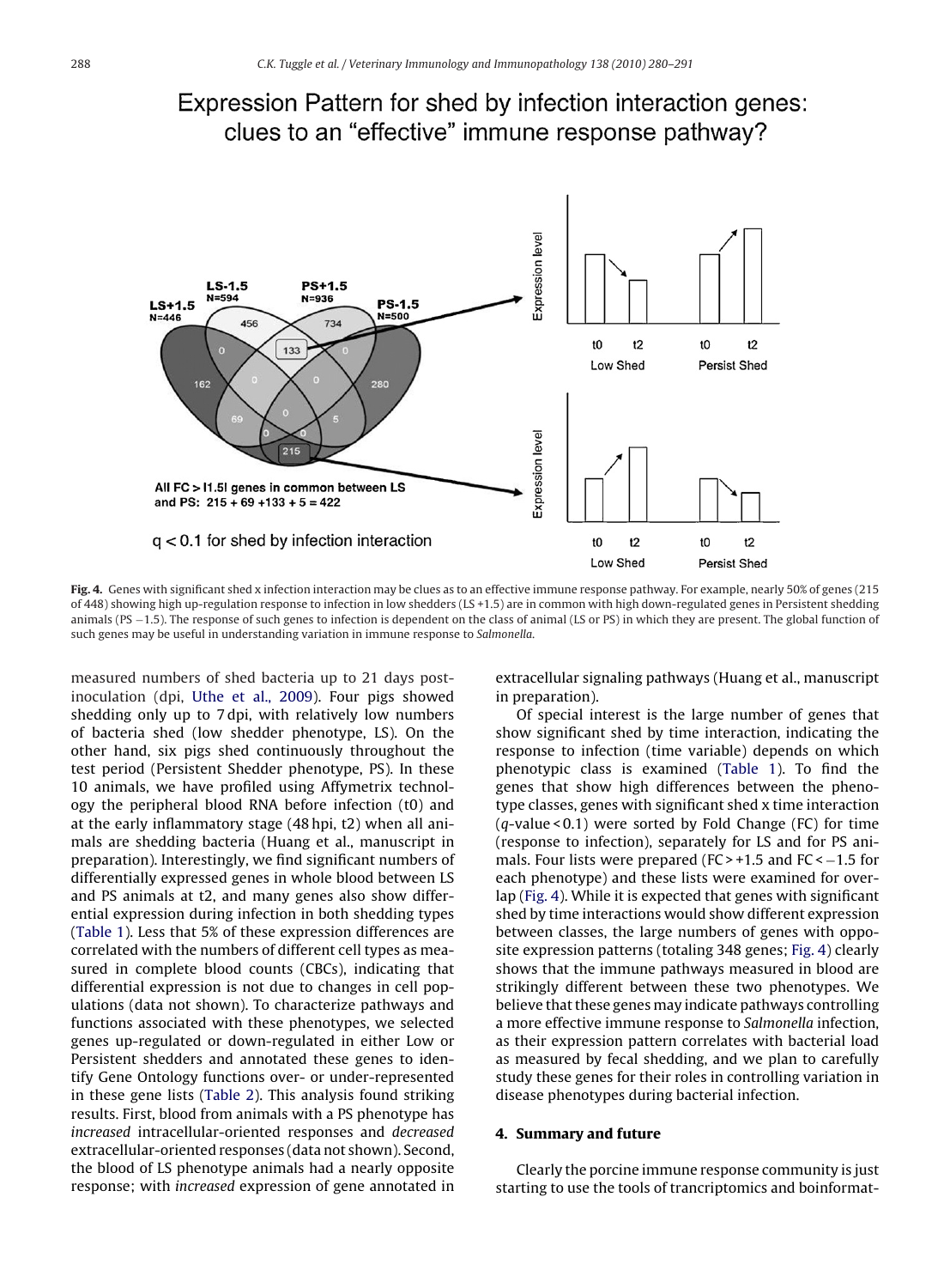Expression Pattern for shed by infection interaction genes: clues to an "effective" immune response pathway?

All FC > |1.5| genes in common between LS and PS: 215 + 69 +133 + 5 = 422

q < 0.1 for shed by infection interaction

**Fig. 4.** Genes with significant shed x infection interaction may be clues as to an effective immune response pathway. For example, nearly 50% of genes (215 of 448) showing high up-regulation response to infection in low shedders (LS +1.5) are in common with high down-regulated genes in Persistent shedding animals (PS −1.5). The response of such genes to infection is dependent on the class of animal (LS or PS) in which they are present. The global function of such genes may be useful in understanding variation in immune response to *Salmonella*.

measured numbers of shed bacteria up to 21 days post-inoculation (dpi, Uthe et al., 2009). Four pigs showed shedding only up to 7 dpi, with relatively low numbers of bacteria shed (low shedder phenotype, LS). On the other hand, six pigs shed continuously throughout the test period (Persistent Shedder phenotype, PS). In these 10 animals, we have profiled using Affymetrix technology the peripheral blood RNA before infection (t0) and at the early inflammatory stage (48 hpi, t2) when all animals are shedding bacteria (Huang et al., manuscript in preparation). Interestingly, we find significant numbers of differentially expressed genes in whole blood between LS and PS animals at t2, and many genes also show differential expression during infection in both shedding types (Table 1). Less that 5% of these expression differences are correlated with the numbers of different cell types as measured in complete blood counts (CBCs), indicating that differential expression is not due to changes in cell populations (data not shown). To characterize pathways and functions associated with these phenotypes, we selected genes up-regulated or down-regulated in either Low or Persistent shedders and annotated these genes to identify Gene Ontology functions over- or under-represented in these gene lists (Table 2). This analysis found striking results. First, blood from animals with a PS phenotype has *increased* intracellular-oriented responses and *decreased* extracellular-oriented responses (data not shown). Second, the blood of LS phenotype animals had a nearly opposite response; with *increased* expression of gene annotated in extracellular signaling pathways (Huang et al., manuscript in preparation).

Of special interest is the large number of genes that show significant shed by time interaction, indicating the response to infection (time variable) depends on which phenotypic class is examined (Table 1). To find the genes that show high differences between the phenotype classes, genes with significant shed x time interaction ($q$-value < 0.1) were sorted by Fold Change (FC) for time (response to infection), separately for LS and for PS animals. Four lists were prepared (FC > +1.5 and FC < −1.5 for each phenotype) and these lists were examined for overlap (Fig. 4). While it is expected that genes with significant shed by time interactions would show different expression between classes, the large numbers of genes with opposite expression patterns (totaling 348 genes; Fig. 4) clearly shows that the immune pathways measured in blood are strikingly different between these two phenotypes. We believe that these genes may indicate pathways controlling a more effective immune response to *Salmonella* infection, as their expression pattern correlates with bacterial load as measured by fecal shedding, and we plan to carefully study these genes for their roles in controlling variation in disease phenotypes during bacterial infection.

## 4. Summary and future

Clearly the porcine immune response community is just starting to use the tools of trancriptomics and boinformat-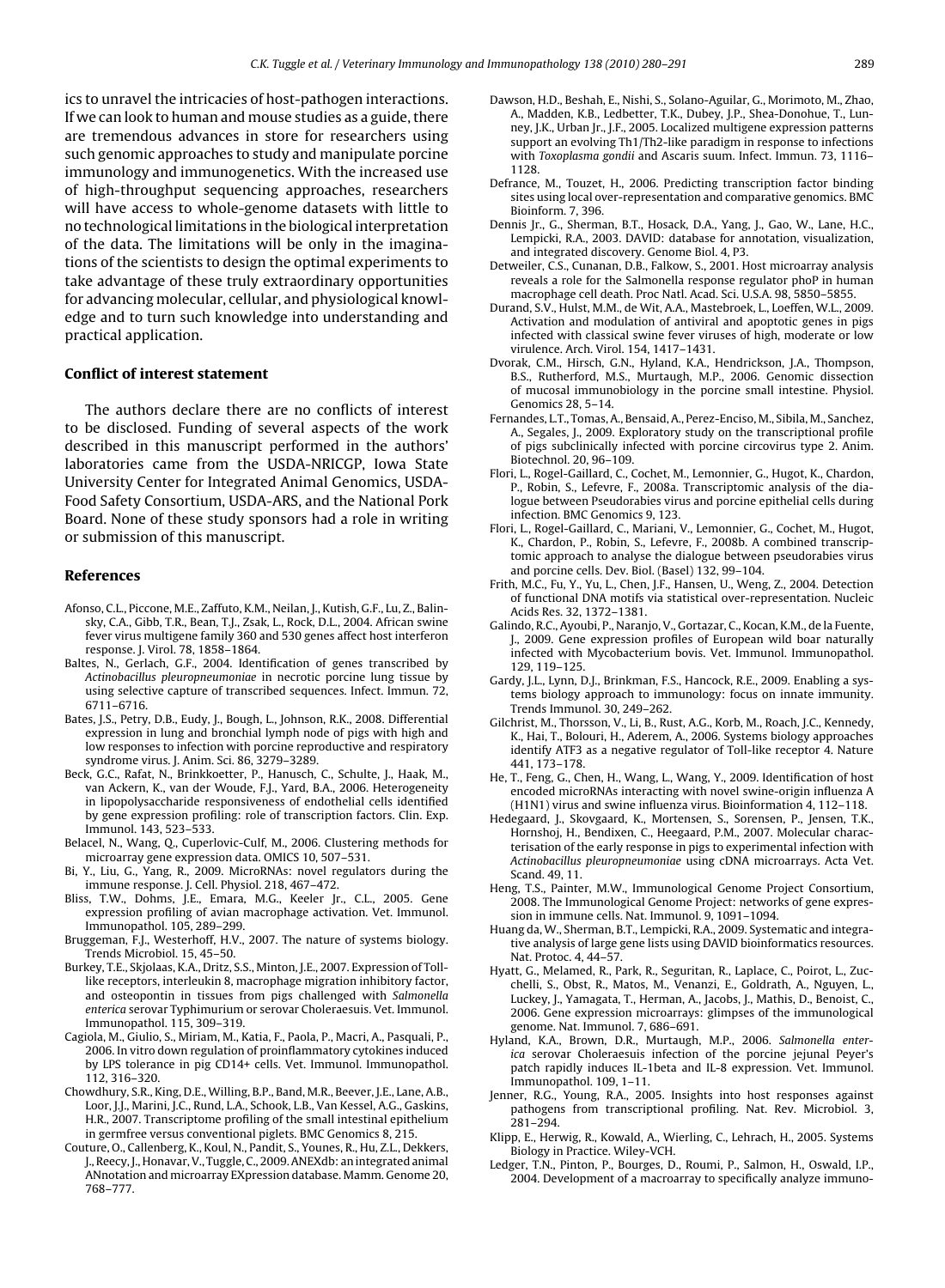ics to unravel the intricacies of host-pathogen interactions. If we can look to human and mouse studies as a guide, there are tremendous advances in store for researchers using such genomic approaches to study and manipulate porcine immunology and immunogenetics. With the increased use of high-throughput sequencing approaches, researchers will have access to whole-genome datasets with little to no technological limitations in the biological interpretation of the data. The limitations will be only in the imaginations of the scientists to design the optimal experiments to take advantage of these truly extraordinary opportunities for advancing molecular, cellular, and physiological knowledge and to turn such knowledge into understanding and practical application.

## Conflict of interest statement

The authors declare there are no conflicts of interest to be disclosed. Funding of several aspects of the work described in this manuscript performed in the authors' laboratories came from the USDA-NRICGP, Iowa State University Center for Integrated Animal Genomics, USDA-Food Safety Consortium, USDA-ARS, and the National Pork Board. None of these study sponsors had a role in writing or submission of this manuscript.

## References

Afonso, C.L., Piccone, M.E., Zaffuto, K.M., Neilan, J., Kutish, G.F., Lu, Z., Balinsky, C.A., Gibb, T.R., Bean, T.J., Zsak, L., Rock, D.L., 2004. African swine fever virus multigene family 360 and 530 genes affect host interferon response. J. Virol. 78, 1858–1864.

Baltes, N., Gerlach, G.F., 2004. Identification of genes transcribed by *Actinobacillus pleuropneumoniae* in necrotic porcine lung tissue by using selective capture of transcribed sequences. Infect. Immun. 72, 6711–6716.

Bates, J.S., Petry, D.B., Eudy, J., Bough, L., Johnson, R.K., 2008. Differential expression in lung and bronchial lymph node of pigs with high and low responses to infection with porcine reproductive and respiratory syndrome virus. J. Anim. Sci. 86, 3279–3289.

Beck, G.C., Rafat, N., Brinkkoetter, P., Hanusch, C., Schulte, J., Haak, M., van Ackern, K., van der Woude, F.J., Yard, B.A., 2006. Heterogeneity in lipopolysaccharide responsiveness of endothelial cells identified by gene expression profiling: role of transcription factors. Clin. Exp. Immunol. 143, 523–533.

Belacel, N., Wang, Q., Cuperlovic-Culf, M., 2006. Clustering methods for microarray gene expression data. OMICS 10, 507–531.

Bi, Y., Liu, G., Yang, R., 2009. MicroRNAs: novel regulators during the immune response. J. Cell. Physiol. 218, 467–472.

Bliss, T.W., Dohms, J.E., Emara, M.G., Keeler Jr., C.L., 2005. Gene expression profiling of avian macrophage activation. Vet. Immunol. Immunopathol. 105, 289–299.

Bruggeman, F.J., Westerhoff, H.V., 2007. The nature of systems biology. Trends Microbiol. 15, 45–50.

Burkey, T.E., Skjolaas, K.A., Dritz, S.S., Minton, J.E., 2007. Expression of Toll-like receptors, interleukin 8, macrophage migration inhibitory factor, and osteopontin in tissues from pigs challenged with *Salmonella enterica* serovar Typhimurium or serovar Choleraesuis. Vet. Immunol. Immunopathol. 115, 309–319.

Cagiola, M., Giulio, S., Miriam, M., Katia, F., Paola, P., Macri, A., Pasquali, P., 2006. In vitro down regulation of proinflammatory cytokines induced by LPS tolerance in pig CD14+ cells. Vet. Immunol. Immunopathol. 112, 316–320.

Chowdhury, S.R., King, D.E., Willing, B.P., Band, M.R., Beever, J.E., Lane, A.B., Loor, J.J., Marini, J.C., Rund, L.A., Schook, L.B., Van Kessel, A.G., Gaskins, H.R., 2007. Transcriptome profiling of the small intestinal epithelium in germfree versus conventional piglets. BMC Genomics 8, 215.

Couture, O., Callenberg, K., Koul, N., Pandit, S., Younes, R., Hu, Z.L., Dekkers, J., Reecy, J., Honavar, V., Tuggle, C., 2009. ANEXdb: an integrated animal ANnotation and microarray EXpression database. Mamm. Genome 20, 768–777.

Dawson, H.D., Beshah, E., Nishi, S., Solano-Aguilar, G., Morimoto, M., Zhao, A., Madden, K.B., Ledbetter, T.K., Dubey, J.P., Shea-Donohue, T., Lunney, J.K., Urban Jr., J.F., 2005. Localized multigene expression patterns support an evolving Th1/Th2-like paradigm in response to infections with *Toxoplasma gondii* and Ascaris suum. Infect. Immun. 73, 1116–1128.

Defrance, M., Touzet, H., 2006. Predicting transcription factor binding sites using local over-representation and comparative genomics. BMC Bioinform. 7, 396.

Dennis Jr., G., Sherman, B.T., Hosack, D.A., Yang, J., Gao, W., Lane, H.C., Lempicki, R.A., 2003. DAVID: database for annotation, visualization, and integrated discovery. Genome Biol. 4, P3.

Detweiler, C.S., Cunanan, D.B., Falkow, S., 2001. Host microarray analysis reveals a role for the Salmonella response regulator phoP in human macrophage cell death. Proc Natl. Acad. Sci. U.S.A. 98, 5850–5855.

Durand, S.V., Hulst, M.M., de Wit, A.A., Mastebroek, L., Loeffen, W.L., 2009. Activation and modulation of antiviral and apoptotic genes in pigs infected with classical swine fever viruses of high, moderate or low virulence. Arch. Virol. 154, 1417–1431.

Dvorak, C.M., Hirsch, G.N., Hyland, K.A., Hendrickson, J.A., Thompson, B.S., Rutherford, M.S., Murtaugh, M.P., 2006. Genomic dissection of mucosal immunobiology in the porcine small intestine. Physiol. Genomics 28, 5–14.

Fernandes, L.T., Tomas, A., Bensaid, A., Perez-Enciso, M., Sibila, M., Sanchez, A., Segales, J., 2009. Exploratory study on the transcriptional profile of pigs subclinically infected with porcine circovirus type 2. Anim. Biotechnol. 20, 96–109.

Flori, L., Rogel-Gaillard, C., Cochet, M., Lemonnier, G., Hugot, K., Chardon, P., Robin, S., Lefevre, F., 2008a. Transcriptomic analysis of the dialogue between Pseudorabies virus and porcine epithelial cells during infection. BMC Genomics 9, 123.

Flori, L., Rogel-Gaillard, C., Mariani, V., Lemonnier, G., Cochet, M., Hugot, K., Chardon, P., Robin, S., Lefevre, F., 2008b. A combined transcriptomic approach to analyse the dialogue between pseudorabies virus and porcine cells. Dev. Biol. (Basel) 132, 99–104.

Frith, M.C., Fu, Y., Yu, L., Chen, J.F., Hansen, U., Weng, Z., 2004. Detection of functional DNA motifs via statistical over-representation. Nucleic Acids Res. 32, 1372–1381.

Galindo, R.C., Ayoubi, P., Naranjo, V., Gortazar, C., Kocan, K.M., de la Fuente, J., 2009. Gene expression profiles of European wild boar naturally infected with Mycobacterium bovis. Vet. Immunol. Immunopathol. 129, 119–125.

Gardy, J.L., Lynn, D.J., Brinkman, F.S., Hancock, R.E., 2009. Enabling a systems biology approach to immunology: focus on innate immunity. Trends Immunol. 30, 249–262.

Gilchrist, M., Thorsson, V., Li, B., Rust, A.G., Korb, M., Roach, J.C., Kennedy, K., Hai, T., Bolouri, H., Aderem, A., 2006. Systems biology approaches identify ATF3 as a negative regulator of Toll-like receptor 4. Nature 441, 173–178.

He, T., Feng, G., Chen, H., Wang, L., Wang, Y., 2009. Identification of host encoded microRNAs interacting with novel swine-origin influenza A (H1N1) virus and swine influenza virus. Bioinformation 4, 112–118.

Hedegaard, J., Skovgaard, K., Mortensen, S., Sorensen, P., Jensen, T.K., Hornshoj, H., Bendixen, C., Heegaard, P.M., 2007. Molecular characterisation of the early response in pigs to experimental infection with *Actinobacillus pleuropneumoniae* using cDNA microarrays. Acta Vet. Scand. 49, 11.

Heng, T.S., Painter, M.W., Immunological Genome Project Consortium, 2008. The Immunological Genome Project: networks of gene expression in immune cells. Nat. Immunol. 9, 1091–1094.

Huang da, W., Sherman, B.T., Lempicki, R.A., 2009. Systematic and integrative analysis of large gene lists using DAVID bioinformatics resources. Nat. Protoc. 4, 44–57.

Hyatt, G., Melamed, R., Park, R., Seguritan, R., Laplace, C., Poirot, L., Zucchelli, S., Obst, R., Matos, M., Venanzi, E., Goldrath, A., Nguyen, L., Luckey, J., Yamagata, T., Herman, A., Jacobs, J., Mathis, D., Benoist, C., 2006. Gene expression microarrays: glimpses of the immunological genome. Nat. Immunol. 7, 686–691.

Hyland, K.A., Brown, D.R., Murtaugh, M.P., 2006. *Salmonella enterica* serovar Choleraesuis infection of the porcine jejunal Peyer's patch rapidly induces IL-1beta and IL-8 expression. Vet. Immunol. Immunopathol. 109, 1–11.

Jenner, R.G., Young, R.A., 2005. Insights into host responses against pathogens from transcriptional profiling. Nat. Rev. Microbiol. 3, 281–294.

Klipp, E., Herwig, R., Kowald, A., Wierling, C., Lehrach, H., 2005. Systems Biology in Practice. Wiley-VCH.

Ledger, T.N., Pinton, P., Bourges, D., Roumi, P., Salmon, H., Oswald, I.P., 2004. Development of a macroarray to specifically analyze immuno-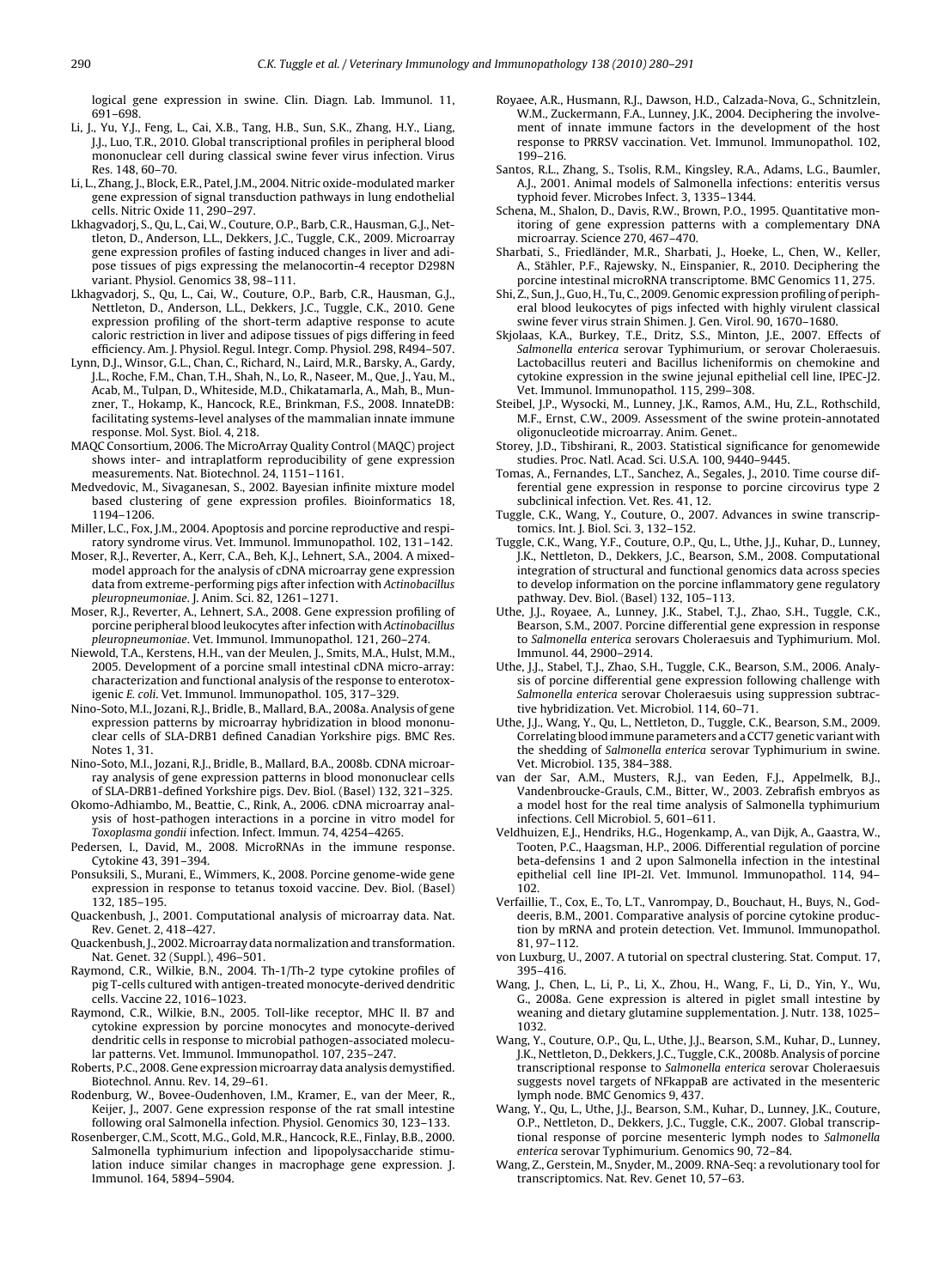logical gene expression in swine. Clin. Diagn. Lab. Immunol. 11, 691–698.

Li, J., Yu, Y.J., Feng, L., Cai, X.B., Tang, H.B., Sun, S.K., Zhang, H.Y., Liang, J.J., Luo, T.R., 2010. Global transcriptional profiles in peripheral blood mononuclear cell during classical swine fever virus infection. Virus Res. 148, 60–70.

Li, L., Zhang, J., Block, E.R., Patel, J.M., 2004. Nitric oxide-modulated marker gene expression of signal transduction pathways in lung endothelial cells. Nitric Oxide 11, 290–297.

Lkhagvadorj, S., Qu, L., Cai, W., Couture, O.P., Barb, C.R., Hausman, G.J., Nettleton, D., Anderson, L.L., Dekkers, J.C., Tuggle, C.K., 2009. Microarray gene expression profiles of fasting induced changes in liver and adipose tissues of pigs expressing the melanocortin-4 receptor D298N variant. Physiol. Genomics 38, 98–111.

Lkhagvadorj, S., Qu, L., Cai, W., Couture, O.P., Barb, C.R., Hausman, G.J., Nettleton, D., Anderson, L.L., Dekkers, J.C., Tuggle, C.K., 2010. Gene expression profiling of the short-term adaptive response to acute caloric restriction in liver and adipose tissues of pigs differing in feed efficiency. Am. J. Physiol. Regul. Integr. Comp. Physiol. 298, R494–507.

Lynn, D.J., Winsor, G.L., Chan, C., Richard, N., Laird, M.R., Barsky, A., Gardy, J.L., Roche, F.M., Chan, T.H., Shah, N., Lo, R., Naseer, M., Que, J., Yau, M., Acab, M., Tulpan, D., Whiteside, M.D., Chikatamarla, A., Mah, B., Munzner, T., Hokamp, K., Hancock, R.E., Brinkman, F.S., 2008. InnateDB: facilitating systems-level analyses of the mammalian innate immune response. Mol. Syst. Biol. 4, 218.

MAQC Consortium, 2006. The MicroArray Quality Control (MAQC) project shows inter- and intraplatform reproducibility of gene expression measurements. Nat. Biotechnol. 24, 1151–1161.

Medvedovic, M., Sivaganesan, S., 2002. Bayesian infinite mixture model based clustering of gene expression profiles. Bioinformatics 18, 1194–1206.

Miller, L.C., Fox, J.M., 2004. Apoptosis and porcine reproductive and respiratory syndrome virus. Vet. Immunol. Immunopathol. 102, 131–142.

Moser, R.J., Reverter, A., Kerr, C.A., Beh, K.J., Lehnert, S.A., 2004. A mixed-model approach for the analysis of cDNA microarray gene expression data from extreme-performing pigs after infection with *Actinobacillus pleuropneumoniae*. J. Anim. Sci. 82, 1261–1271.

Moser, R.J., Reverter, A., Lehnert, S.A., 2008. Gene expression profiling of porcine peripheral blood leukocytes after infection with *Actinobacillus pleuropneumoniae*. Vet. Immunol. Immunopathol. 121, 260–274.

Niewold, T.A., Kerstens, H.H., van der Meulen, J., Smits, M.A., Hulst, M.M., 2005. Development of a porcine small intestinal cDNA micro-array: characterization and functional analysis of the response to enterotoxigenic *E. coli*. Vet. Immunol. Immunopathol. 105, 317–329.

Nino-Soto, M.I., Jozani, R.J., Bridle, B., Mallard, B.A., 2008a. Analysis of gene expression patterns by microarray hybridization in blood mononuclear cells of SLA-DRB1 defined Canadian Yorkshire pigs. BMC Res. Notes 1, 31.

Nino-Soto, M.I., Jozani, R.J., Bridle, B., Mallard, B.A., 2008b. CDNA microarray analysis of gene expression patterns in blood mononuclear cells of SLA-DRB1-defined Yorkshire pigs. Dev. Biol. (Basel) 132, 321–325.

Okomo-Adhiambo, M., Beattie, C., Rink, A., 2006. cDNA microarray analysis of host-pathogen interactions in a porcine in vitro model for *Toxoplasma gondii* infection. Infect. Immun. 74, 4254–4265.

Pedersen, I., David, M., 2008. MicroRNAs in the immune response. Cytokine 43, 391–394.

Ponsuksili, S., Murani, E., Wimmers, K., 2008. Porcine genome-wide gene expression in response to tetanus toxoid vaccine. Dev. Biol. (Basel) 132, 185–195.

Quackenbush, J., 2001. Computational analysis of microarray data. Nat. Rev. Genet. 2, 418–427.

Quackenbush, J., 2002. Microarray data normalization and transformation. Nat. Genet. 32 (Suppl.), 496–501.

Raymond, C.R., Wilkie, B.N., 2004. Th-1/Th-2 type cytokine profiles of pig T-cells cultured with antigen-treated monocyte-derived dendritic cells. Vaccine 22, 1016–1023.

Raymond, C.R., Wilkie, B.N., 2005. Toll-like receptor, MHC II, B7 and cytokine expression by porcine monocytes and monocyte-derived dendritic cells in response to microbial pathogen-associated molecular patterns. Vet. Immunol. Immunopathol. 107, 235–247.

Roberts, P.C., 2008. Gene expression microarray data analysis demystified. Biotechnol. Annu. Rev. 14, 29–61.

Rodenburg, W., Bovee-Oudenhoven, I.M., Kramer, E., van der Meer, R., Keijer, J., 2007. Gene expression response of the rat small intestine following oral Salmonella infection. Physiol. Genomics 30, 123–133.

Rosenberger, C.M., Scott, M.G., Gold, M.R., Hancock, R.E., Finlay, B.B., 2000. Salmonella typhimurium infection and lipopolysaccharide stimulation induce similar changes in macrophage gene expression. J. Immunol. 164, 5894–5904.

Royaee, A.R., Husmann, R.J., Dawson, H.D., Calzada-Nova, G., Schnitzlein, W.M., Zuckermann, F.A., Lunney, J.K., 2004. Deciphering the involvement of innate immune factors in the development of the host response to PRRSV vaccination. Vet. Immunol. Immunopathol. 102, 199–216.

Santos, R.L., Zhang, S., Tsolis, R.M., Kingsley, R.A., Adams, L.G., Baumler, A.J., 2001. Animal models of Salmonella infections: enteritis versus typhoid fever. Microbes Infect. 3, 1335–1344.

Schena, M., Shalon, D., Davis, R.W., Brown, P.O., 1995. Quantitative monitoring of gene expression patterns with a complementary DNA microarray. Science 270, 467–470.

Sharbati, S., Friedländer, M.R., Sharbati, J., Hoeke, L., Chen, W., Keller, A., Stähler, P.F., Rajewsky, N., Einspanier, R., 2010. Deciphering the porcine intestinal microRNA transcriptome. BMC Genomics 11, 275.

Shi, Z., Sun, J., Guo, H., Tu, C., 2009. Genomic expression profiling of peripheral blood leukocytes of pigs infected with highly virulent classical swine fever virus strain Shimen. J. Gen. Virol. 90, 1670–1680.

Skjolaas, K.A., Burkey, T.E., Dritz, S.S., Minton, J.E., 2007. Effects of *Salmonella enterica* serovar Typhimurium, or serovar Choleraesuis. Lactobacillus reuteri and Bacillus licheniformis on chemokine and cytokine expression in the swine jejunal epithelial cell line, IPEC-J2. Vet. Immunol. Immunopathol. 115, 299–308.

Steibel, J.P., Wysocki, M., Lunney, J.K., Ramos, A.M., Hu, Z.L., Rothschild, M.F., Ernst, C.W., 2009. Assessment of the swine protein-annotated oligonucleotide microarray. Anim. Genet..

Storey, J.D., Tibshirani, R., 2003. Statistical significance for genomewide studies. Proc. Natl. Acad. Sci. U.S.A. 100, 9440–9445.

Tomas, A., Fernandes, L.T., Sanchez, A., Segales, J., 2010. Time course differential gene expression in response to porcine circovirus type 2 subclinical infection. Vet. Res. 41, 12.

Tuggle, C.K., Wang, Y., Couture, O., 2007. Advances in swine transcriptomics. Int. J. Biol. Sci. 3, 132–152.

Tuggle, C.K., Wang, Y.F., Couture, O.P., Qu, L., Uthe, J.J., Kuhar, D., Lunney, J.K., Nettleton, D., Dekkers, J.C., Bearson, S.M., 2008. Computational integration of structural and functional genomics data across species to develop information on the porcine inflammatory gene regulatory pathway. Dev. Biol. (Basel) 132, 105–113.

Uthe, J.J., Royaee, A., Lunney, J.K., Stabel, T.J., Zhao, S.H., Tuggle, C.K., Bearson, S.M., 2007. Porcine differential gene expression in response to *Salmonella enterica* serovars Choleraesuis and Typhimurium. Mol. Immunol. 44, 2900–2914.

Uthe, J.J., Stabel, T.J., Zhao, S.H., Tuggle, C.K., Bearson, S.M., 2006. Analysis of porcine differential gene expression following challenge with *Salmonella enterica* serovar Choleraesuis using suppression subtractive hybridization. Vet. Microbiol. 114, 60–71.

Uthe, J.J., Wang, Y., Qu, L., Nettleton, D., Tuggle, C.K., Bearson, S.M., 2009. Correlating blood immune parameters and a CCT7 genetic variant with the shedding of *Salmonella enterica* serovar Typhimurium in swine. Vet. Microbiol. 135, 384–388.

van der Sar, A.M., Musters, R.J., van Eeden, F.J., Appelmelk, B.J., Vandenbroucke-Grauls, C.M., Bitter, W., 2003. Zebrafish embryos as a model host for the real time analysis of Salmonella typhimurium infections. Cell Microbiol. 5, 601–611.

Veldhuizen, E.J., Hendriks, H.G., Hogenkamp, A., van Dijk, A., Gaastra, W., Tooten, P.C., Haagsman, H.P., 2006. Differential regulation of porcine beta-defensins 1 and 2 upon Salmonella infection in the intestinal epithelial cell line IPI-2I. Vet. Immunol. Immunopathol. 114, 94–102.

Verfaillie, T., Cox, E., To, L.T., Vanrompay, D., Bouchaut, H., Buys, N., Goddeeris, B.M., 2001. Comparative analysis of porcine cytokine production by mRNA and protein detection. Vet. Immunol. Immunopathol. 81, 97–112.

von Luxburg, U., 2007. A tutorial on spectral clustering. Stat. Comput. 17, 395–416.

Wang, J., Chen, L., Li, P., Li, X., Zhou, H., Wang, F., Li, D., Yin, Y., Wu, G., 2008a. Gene expression is altered in piglet small intestine by weaning and dietary glutamine supplementation. J. Nutr. 138, 1025–1032.

Wang, Y., Couture, O.P., Qu, L., Uthe, J.J., Bearson, S.M., Kuhar, D., Lunney, J.K., Nettleton, D., Dekkers, J.C., Tuggle, C.K., 2008b. Analysis of porcine transcriptional response to *Salmonella enterica* serovar Choleraesuis suggests novel targets of NFkappaB are activated in the mesenteric lymph node. BMC Genomics 9, 437.

Wang, Y., Qu, L., Uthe, J.J., Bearson, S.M., Kuhar, D., Lunney, J.K., Couture, O.P., Nettleton, D., Dekkers, J.C., Tuggle, C.K., 2007. Global transcriptional response of porcine mesenteric lymph nodes to *Salmonella enterica* serovar Typhimurium. Genomics 90, 72–84.

Wang, Z., Gerstein, M., Snyder, M., 2009. RNA-Seq: a revolutionary tool for transcriptomics. Nat. Rev. Genet 10, 57–63.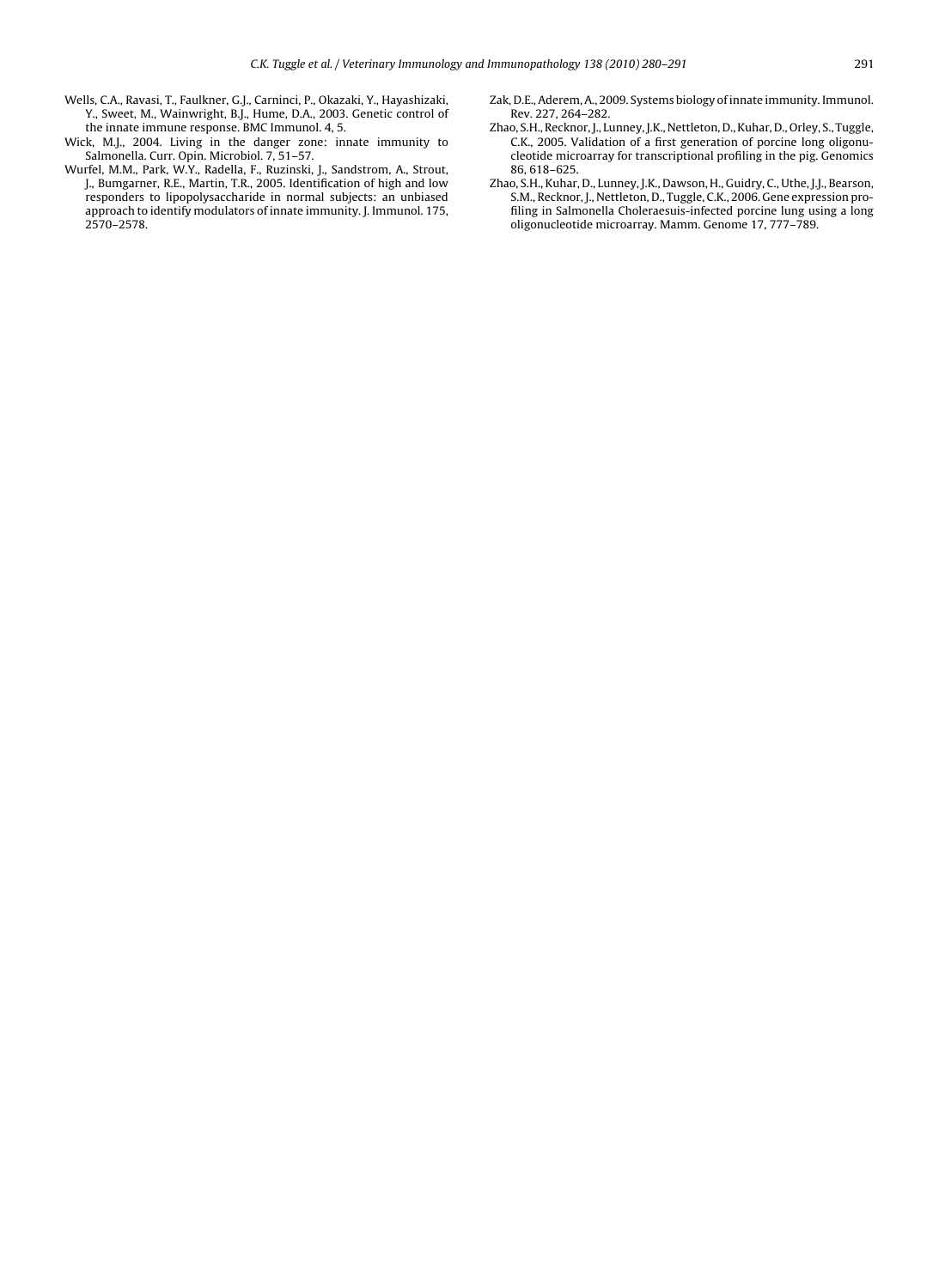Wells, C.A., Ravasi, T., Faulkner, G.J., Carninci, P., Okazaki, Y., Hayashizaki, Y., Sweet, M., Wainwright, B.J., Hume, D.A., 2003. Genetic control of the innate immune response. BMC Immunol. 4, 5.

Wick, M.J., 2004. Living in the danger zone: innate immunity to Salmonella. Curr. Opin. Microbiol. 7, 51–57.

Wurfel, M.M., Park, W.Y., Radella, F., Ruzinski, J., Sandstrom, A., Strout, J., Bumgarner, R.E., Martin, T.R., 2005. Identification of high and low responders to lipopolysaccharide in normal subjects: an unbiased approach to identify modulators of innate immunity. J. Immunol. 175, 2570–2578.

Zak, D.E., Aderem, A., 2009. Systems biology of innate immunity. Immunol. Rev. 227, 264–282.

Zhao, S.H., Recknor, J., Lunney, J.K., Nettleton, D., Kuhar, D., Orley, S., Tuggle, C.K., 2005. Validation of a first generation of porcine long oligonucleotide microarray for transcriptional profiling in the pig. Genomics 86, 618–625.

Zhao, S.H., Kuhar, D., Lunney, J.K., Dawson, H., Guidry, C., Uthe, J.J., Bearson, S.M., Recknor, J., Nettleton, D., Tuggle, C.K., 2006. Gene expression profiling in Salmonella Choleraesuis-infected porcine lung using a long oligonucleotide microarray. Mamm. Genome 17, 777–789.